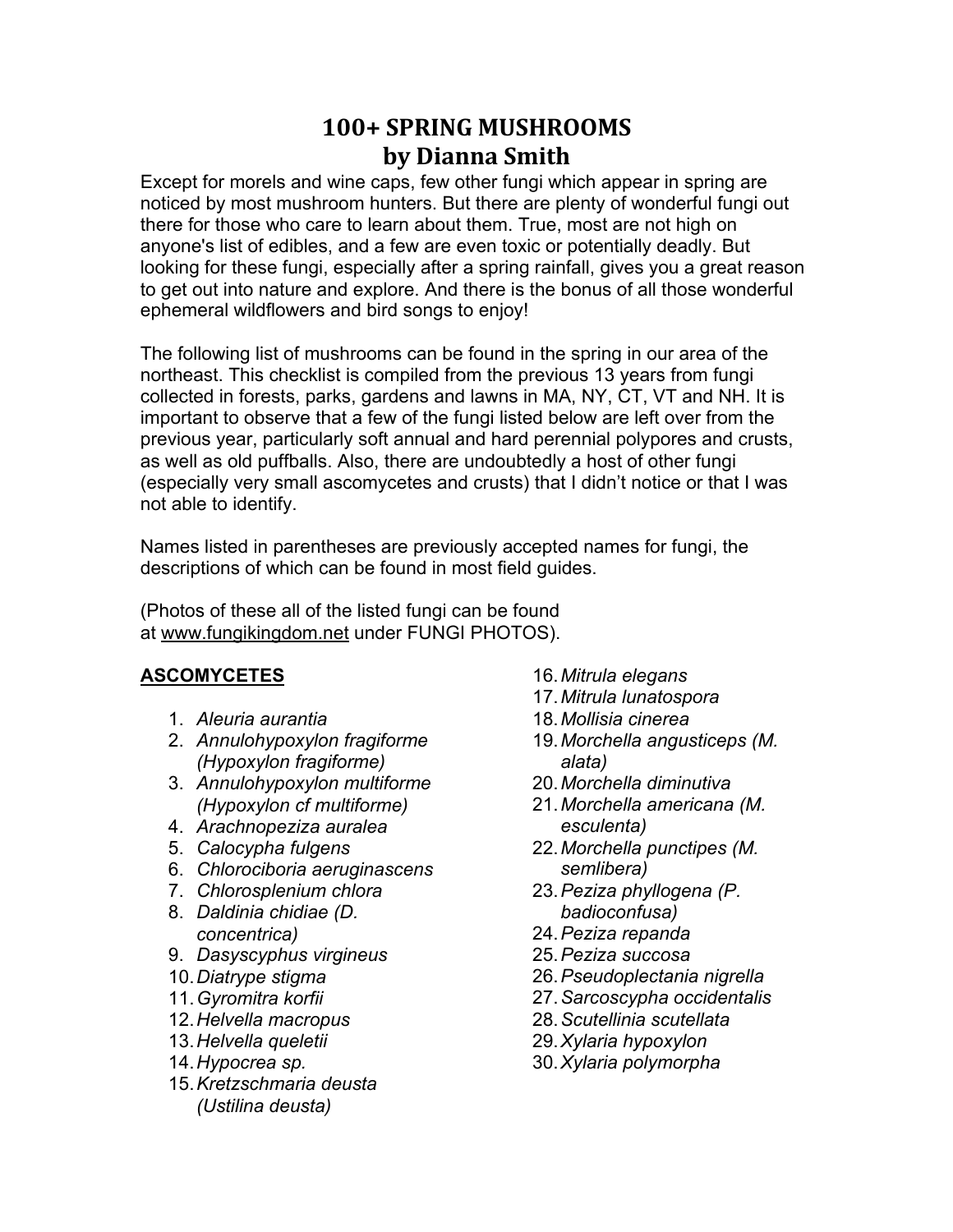# 100+ SPRING MUSHROOMS
# by Dianna Smith

Except for morels and wine caps, few other fungi which appear in spring are noticed by most mushroom hunters. But there are plenty of wonderful fungi out there for those who care to learn about them. True, most are not high on anyone's list of edibles, and a few are even toxic or potentially deadly. But looking for these fungi, especially after a spring rainfall, gives you a great reason to get out into nature and explore. And there is the bonus of all those wonderful ephemeral wildflowers and bird songs to enjoy!

The following list of mushrooms can be found in the spring in our area of the northeast. This checklist is compiled from the previous 13 years from fungi collected in forests, parks, gardens and lawns in MA, NY, CT, VT and NH. It is important to observe that a few of the fungi listed below are left over from the previous year, particularly soft annual and hard perennial polypores and crusts, as well as old puffballs. Also, there are undoubtedly a host of other fungi (especially very small ascomycetes and crusts) that I didn't notice or that I was not able to identify.

Names listed in parentheses are previously accepted names for fungi, the descriptions of which can be found in most field guides.

(Photos of these all of the listed fungi can be found at www.fungikingdom.net under FUNGI PHOTOS).

## ASCOMYCETES

1. *Aleuria aurantia*
2. *Annulohypoxylon fragiforme (Hypoxylon fragiforme)*
3. *Annulohypoxylon multiforme (Hypoxylon cf multiforme)*
4. *Arachnopeziza auralea*
5. *Calocypha fulgens*
6. *Chlorociboria aeruginascens*
7. *Chlorosplenium chlora*
8. *Daldinia chidiae (D. concentrica)*
9. *Dasyscyphus virgineus*
10. *Diatrype stigma*
11. *Gyromitra korfii*
12. *Helvella macropus*
13. *Helvella queletii*
14. *Hypocrea sp.*
15. *Kretzschmaria deusta (Ustilina deusta)*
16. *Mitrula elegans*
17. *Mitrula lunatospora*
18. *Mollisia cinerea*
19. *Morchella angusticeps (M. alata)*
20. *Morchella diminutiva*
21. *Morchella americana (M. esculenta)*
22. *Morchella punctipes (M. semlibera)*
23. *Peziza phyllogena (P. badioconfusa)*
24. *Peziza repanda*
25. *Peziza succosa*
26. *Pseudoplectania nigrella*
27. *Sarcoscypha occidentalis*
28. *Scutellinia scutellata*
29. *Xylaria hypoxylon*
30. *Xylaria polymorpha*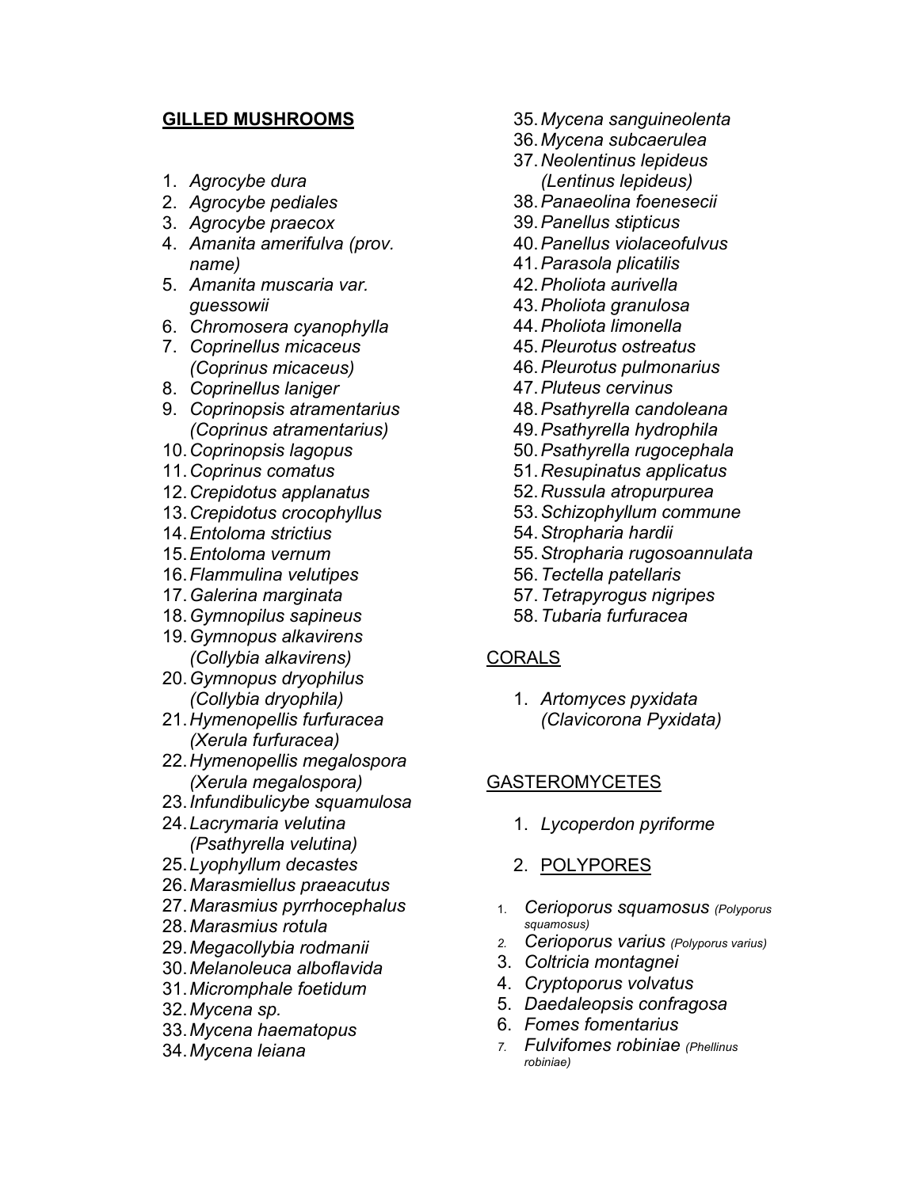## **GILLED MUSHROOMS**

1. *Agrocybe dura*
2. *Agrocybe pediales*
3. *Agrocybe praecox*
4. *Amanita amerifulva (prov. name)*
5. *Amanita muscaria var. guessowii*
6. *Chromosera cyanophylla*
7. *Coprinellus micaceus (Coprinus micaceus)*
8. *Coprinellus laniger*
9. *Coprinopsis atramentarius (Coprinus atramentarius)*
10. *Coprinopsis lagopus*
11. *Coprinus comatus*
12. *Crepidotus applanatus*
13. *Crepidotus crocophyllus*
14. *Entoloma strictius*
15. *Entoloma vernum*
16. *Flammulina velutipes*
17. *Galerina marginata*
18. *Gymnopilus sapineus*
19. *Gymnopus alkavirens (Collybia alkavirens)*
20. *Gymnopus dryophilus (Collybia dryophila)*
21. *Hymenopellis furfuracea (Xerula furfuracea)*
22. *Hymenopellis megalospora (Xerula megalospora)*
23. *Infundibulicybe squamulosa*
24. *Lacrymaria velutina (Psathyrella velutina)*
25. *Lyophyllum decastes*
26. *Marasmiellus praeacutus*
27. *Marasmius pyrrhocephalus*
28. *Marasmius rotula*
29. *Megacollybia rodmanii*
30. *Melanoleuca alboflavida*
31. *Micromphale foetidum*
32. *Mycena sp.*
33. *Mycena haematopus*
34. *Mycena leiana*
35. *Mycena sanguineolenta*
36. *Mycena subcaerulea*
37. *Neolentinus lepideus (Lentinus lepideus)*
38. *Panaeolina foenesecii*
39. *Panellus stipticus*
40. *Panellus violaceofulvus*
41. *Parasola plicatilis*
42. *Pholiota aurivella*
43. *Pholiota granulosa*
44. *Pholiota limonella*
45. *Pleurotus ostreatus*
46. *Pleurotus pulmonarius*
47. *Pluteus cervinus*
48. *Psathyrella candoleana*
49. *Psathyrella hydrophila*
50. *Psathyrella rugocephala*
51. *Resupinatus applicatus*
52. *Russula atropurpurea*
53. *Schizophyllum commune*
54. *Stropharia hardii*
55. *Stropharia rugosoannulata*
56. *Tectella patellaris*
57. *Tetrapyrogus nigripes*
58. *Tubaria furfuracea*

## CORALS

1. *Artomyces pyxidata (Clavicorona Pyxidata)*

## GASTEROMYCETES

1. *Lycoperdon pyriforme*

2. POLYPORES

1. *Cerioporus squamosus (Polyporus squamosus)*
2. *Cerioporus varius (Polyporus varius)*
3. *Coltricia montagnei*
4. *Cryptoporus volvatus*
5. *Daedaleopsis confragosa*
6. *Fomes fomentarius*
7. *Fulvifomes robiniae (Phellinus robiniae)*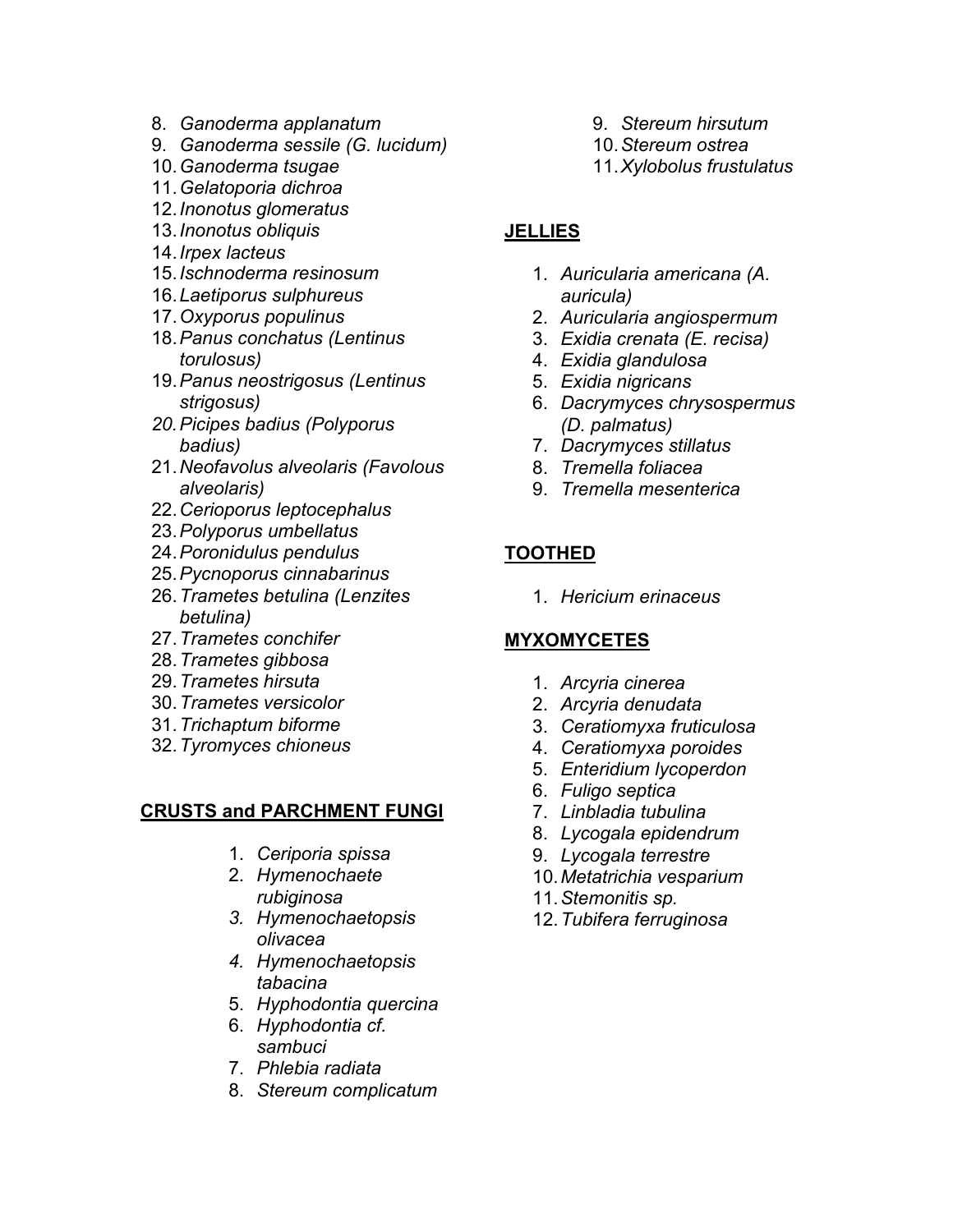8. *Ganoderma applanatum*
9. *Ganoderma sessile (G. lucidum)*
10. *Ganoderma tsugae*
11. *Gelatoporia dichroa*
12. *Inonotus glomeratus*
13. *Inonotus obliquis*
14. *Irpex lacteus*
15. *Ischnoderma resinosum*
16. *Laetiporus sulphureus*
17. *Oxyporus populinus*
18. *Panus conchatus (Lentinus torulosus)*
19. *Panus neostrigosus (Lentinus strigosus)*
20. *Picipes badius (Polyporus badius)*
21. *Neofavolus alveolaris (Favolous alveolaris)*
22. *Cerioporus leptocephalus*
23. *Polyporus umbellatus*
24. *Poronidulus pendulus*
25. *Pycnoporus cinnabarinus*
26. *Trametes betulina (Lenzites betulina)*
27. *Trametes conchifer*
28. *Trametes gibbosa*
29. *Trametes hirsuta*
30. *Trametes versicolor*
31. *Trichaptum biforme*
32. *Tyromyces chioneus*

## CRUSTS and PARCHMENT FUNGI

1. *Ceriporia spissa*
2. *Hymenochaete rubiginosa*
3. *Hymenochaetopsis olivacea*
4. *Hymenochaetopsis tabacina*
5. *Hyphodontia quercina*
6. *Hyphodontia cf. sambuci*
7. *Phlebia radiata*
8. *Stereum complicatum*
9. *Stereum hirsutum*
10. *Stereum ostrea*
11. *Xylobolus frustulatus*

## JELLIES

1. *Auricularia americana (A. auricula)*
2. *Auricularia angiospermum*
3. *Exidia crenata (E. recisa)*
4. *Exidia glandulosa*
5. *Exidia nigricans*
6. *Dacrymyces chrysospermus (D. palmatus)*
7. *Dacrymyces stillatus*
8. *Tremella foliacea*
9. *Tremella mesenterica*

## TOOTHED

1. *Hericium erinaceus*

## MYXOMYCETES

1. *Arcyria cinerea*
2. *Arcyria denudata*
3. *Ceratiomyxa fruticulosa*
4. *Ceratiomyxa poroides*
5. *Enteridium lycoperdon*
6. *Fuligo septica*
7. *Linbladia tubulina*
8. *Lycogala epidendrum*
9. *Lycogala terrestre*
10. *Metatrichia vesparium*
11. *Stemonitis sp.*
12. *Tubifera ferruginosa*